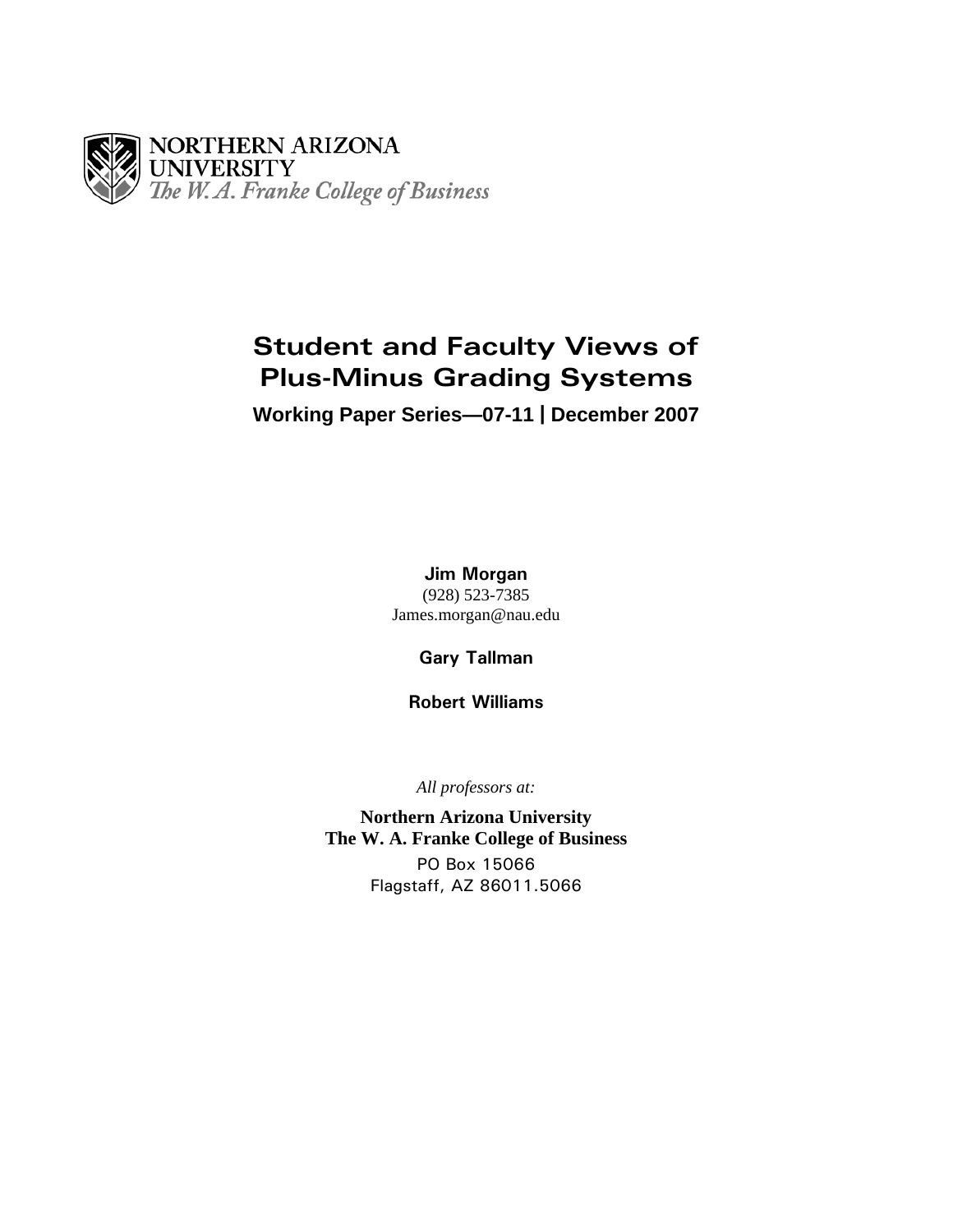NORTHERN ARIZONA UNIVERSITY
*The W. A. Franke College of Business*

# Student and Faculty Views of Plus-Minus Grading Systems

**Working Paper Series—07-11 | December 2007**

**Jim Morgan**
(928) 523-7385
James.morgan@nau.edu

**Gary Tallman**

**Robert Williams**

*All professors at:*

**Northern Arizona University**
**The W. A. Franke College of Business**
PO Box 15066
Flagstaff, AZ 86011.5066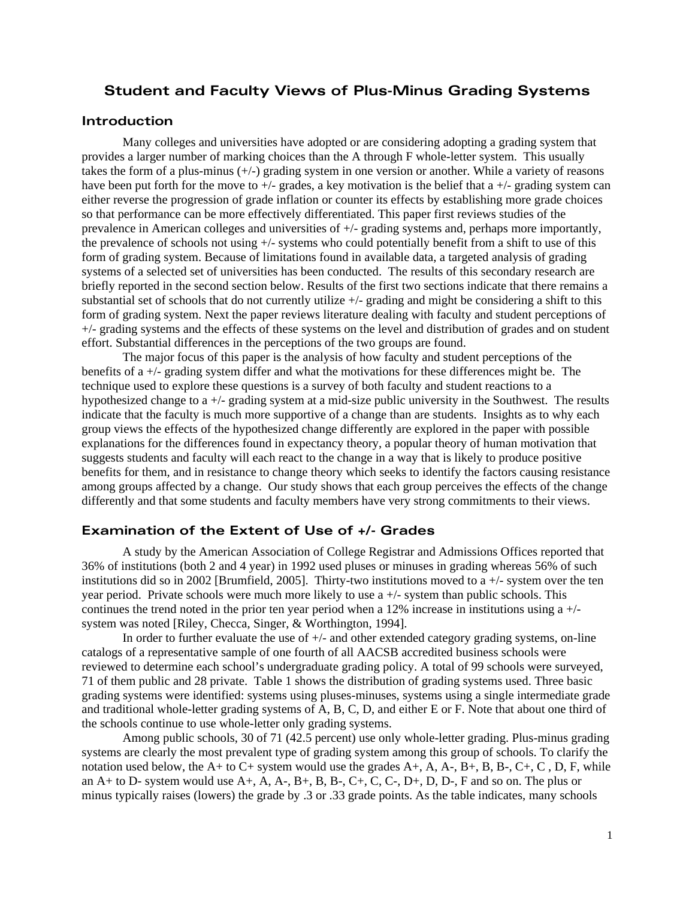## Student and Faculty Views of Plus-Minus Grading Systems

### Introduction

Many colleges and universities have adopted or are considering adopting a grading system that provides a larger number of marking choices than the A through F whole-letter system. This usually takes the form of a plus-minus (+/-) grading system in one version or another. While a variety of reasons have been put forth for the move to +/- grades, a key motivation is the belief that a +/- grading system can either reverse the progression of grade inflation or counter its effects by establishing more grade choices so that performance can be more effectively differentiated. This paper first reviews studies of the prevalence in American colleges and universities of +/- grading systems and, perhaps more importantly, the prevalence of schools not using +/- systems who could potentially benefit from a shift to use of this form of grading system. Because of limitations found in available data, a targeted analysis of grading systems of a selected set of universities has been conducted. The results of this secondary research are briefly reported in the second section below. Results of the first two sections indicate that there remains a substantial set of schools that do not currently utilize +/- grading and might be considering a shift to this form of grading system. Next the paper reviews literature dealing with faculty and student perceptions of +/- grading systems and the effects of these systems on the level and distribution of grades and on student effort. Substantial differences in the perceptions of the two groups are found.

The major focus of this paper is the analysis of how faculty and student perceptions of the benefits of a +/- grading system differ and what the motivations for these differences might be. The technique used to explore these questions is a survey of both faculty and student reactions to a hypothesized change to a +/- grading system at a mid-size public university in the Southwest. The results indicate that the faculty is much more supportive of a change than are students. Insights as to why each group views the effects of the hypothesized change differently are explored in the paper with possible explanations for the differences found in expectancy theory, a popular theory of human motivation that suggests students and faculty will each react to the change in a way that is likely to produce positive benefits for them, and in resistance to change theory which seeks to identify the factors causing resistance among groups affected by a change. Our study shows that each group perceives the effects of the change differently and that some students and faculty members have very strong commitments to their views.

### Examination of the Extent of Use of +/- Grades

A study by the American Association of College Registrar and Admissions Offices reported that 36% of institutions (both 2 and 4 year) in 1992 used pluses or minuses in grading whereas 56% of such institutions did so in 2002 [Brumfield, 2005]. Thirty-two institutions moved to a +/- system over the ten year period. Private schools were much more likely to use a +/- system than public schools. This continues the trend noted in the prior ten year period when a 12% increase in institutions using a +/- system was noted [Riley, Checca, Singer, & Worthington, 1994].

In order to further evaluate the use of +/- and other extended category grading systems, on-line catalogs of a representative sample of one fourth of all AACSB accredited business schools were reviewed to determine each school's undergraduate grading policy. A total of 99 schools were surveyed, 71 of them public and 28 private. Table 1 shows the distribution of grading systems used. Three basic grading systems were identified: systems using pluses-minuses, systems using a single intermediate grade and traditional whole-letter grading systems of A, B, C, D, and either E or F. Note that about one third of the schools continue to use whole-letter only grading systems.

Among public schools, 30 of 71 (42.5 percent) use only whole-letter grading. Plus-minus grading systems are clearly the most prevalent type of grading system among this group of schools. To clarify the notation used below, the A+ to C+ system would use the grades A+, A, A-, B+, B, B-, C+, C , D, F, while an A+ to D- system would use A+, A, A-, B+, B, B-, C+, C, C-, D+, D, D-, F and so on. The plus or minus typically raises (lowers) the grade by .3 or .33 grade points. As the table indicates, many schools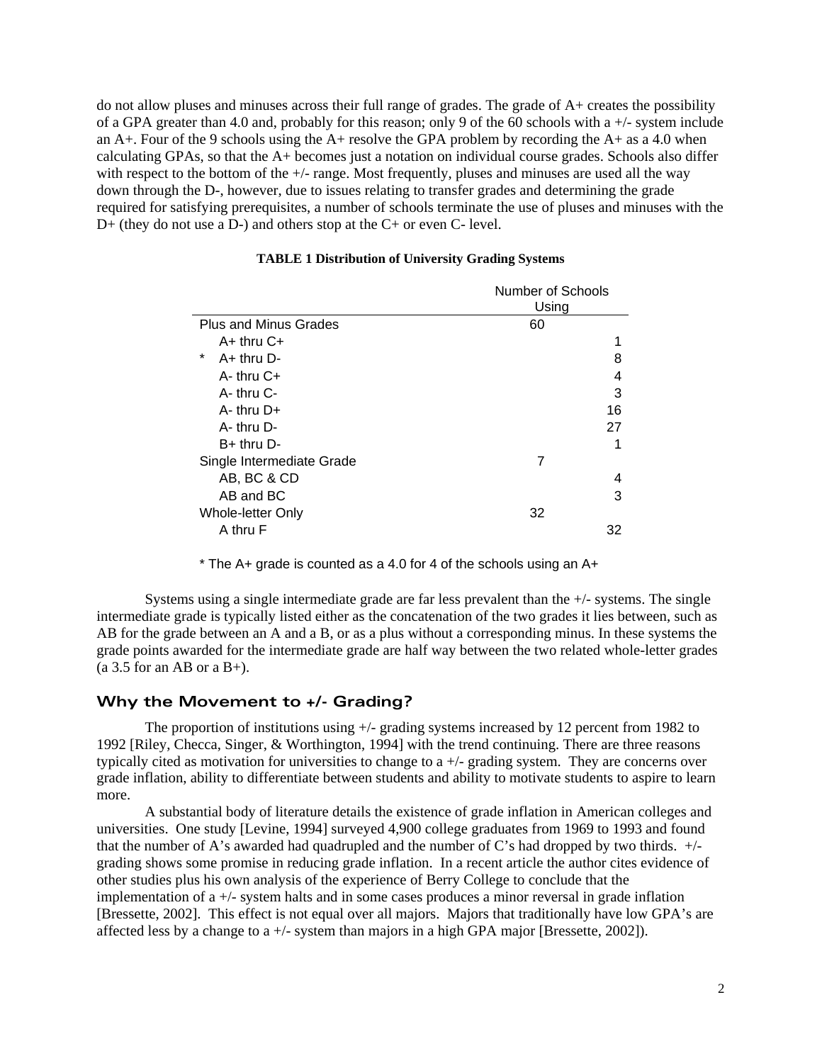do not allow pluses and minuses across their full range of grades. The grade of A+ creates the possibility of a GPA greater than 4.0 and, probably for this reason; only 9 of the 60 schools with a +/- system include an A+. Four of the 9 schools using the A+ resolve the GPA problem by recording the A+ as a 4.0 when calculating GPAs, so that the A+ becomes just a notation on individual course grades. Schools also differ with respect to the bottom of the +/- range. Most frequently, pluses and minuses are used all the way down through the D-, however, due to issues relating to transfer grades and determining the grade required for satisfying prerequisites, a number of schools terminate the use of pluses and minuses with the D+ (they do not use a D-) and others stop at the C+ or even C- level.

**TABLE 1 Distribution of University Grading Systems**

| | Number of Schools Using | |
|---|---|---|
| Plus and Minus Grades | 60 | |
| A+ thru C+ | | 1 |
| * A+ thru D- | | 8 |
| A- thru C+ | | 4 |
| A- thru C- | | 3 |
| A- thru D+ | | 16 |
| A- thru D- | | 27 |
| B+ thru D- | | 1 |
| Single Intermediate Grade | 7 | |
| AB, BC & CD | | 4 |
| AB and BC | | 3 |
| Whole-letter Only | 32 | |
| A thru F | | 32 |

* The A+ grade is counted as a 4.0 for 4 of the schools using an A+

Systems using a single intermediate grade are far less prevalent than the +/- systems. The single intermediate grade is typically listed either as the concatenation of the two grades it lies between, such as AB for the grade between an A and a B, or as a plus without a corresponding minus. In these systems the grade points awarded for the intermediate grade are half way between the two related whole-letter grades (a 3.5 for an AB or a B+).

## Why the Movement to +/- Grading?

The proportion of institutions using +/- grading systems increased by 12 percent from 1982 to 1992 [Riley, Checca, Singer, & Worthington, 1994] with the trend continuing. There are three reasons typically cited as motivation for universities to change to a +/- grading system. They are concerns over grade inflation, ability to differentiate between students and ability to motivate students to aspire to learn more.

A substantial body of literature details the existence of grade inflation in American colleges and universities. One study [Levine, 1994] surveyed 4,900 college graduates from 1969 to 1993 and found that the number of A's awarded had quadrupled and the number of C's had dropped by two thirds. +/- grading shows some promise in reducing grade inflation. In a recent article the author cites evidence of other studies plus his own analysis of the experience of Berry College to conclude that the implementation of a +/- system halts and in some cases produces a minor reversal in grade inflation [Bressette, 2002]. This effect is not equal over all majors. Majors that traditionally have low GPA's are affected less by a change to a +/- system than majors in a high GPA major [Bressette, 2002]).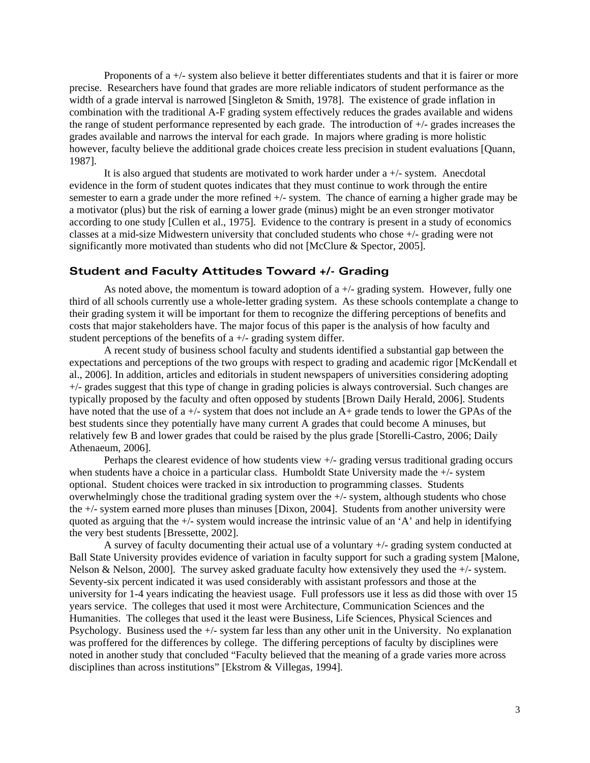Proponents of a +/- system also believe it better differentiates students and that it is fairer or more precise. Researchers have found that grades are more reliable indicators of student performance as the width of a grade interval is narrowed [Singleton & Smith, 1978]. The existence of grade inflation in combination with the traditional A-F grading system effectively reduces the grades available and widens the range of student performance represented by each grade. The introduction of +/- grades increases the grades available and narrows the interval for each grade. In majors where grading is more holistic however, faculty believe the additional grade choices create less precision in student evaluations [Quann, 1987].

It is also argued that students are motivated to work harder under a +/- system. Anecdotal evidence in the form of student quotes indicates that they must continue to work through the entire semester to earn a grade under the more refined +/- system. The chance of earning a higher grade may be a motivator (plus) but the risk of earning a lower grade (minus) might be an even stronger motivator according to one study [Cullen et al., 1975]. Evidence to the contrary is present in a study of economics classes at a mid-size Midwestern university that concluded students who chose +/- grading were not significantly more motivated than students who did not [McClure & Spector, 2005].

## Student and Faculty Attitudes Toward +/- Grading

As noted above, the momentum is toward adoption of a +/- grading system. However, fully one third of all schools currently use a whole-letter grading system. As these schools contemplate a change to their grading system it will be important for them to recognize the differing perceptions of benefits and costs that major stakeholders have. The major focus of this paper is the analysis of how faculty and student perceptions of the benefits of a +/- grading system differ.

A recent study of business school faculty and students identified a substantial gap between the expectations and perceptions of the two groups with respect to grading and academic rigor [McKendall et al., 2006]. In addition, articles and editorials in student newspapers of universities considering adopting +/- grades suggest that this type of change in grading policies is always controversial. Such changes are typically proposed by the faculty and often opposed by students [Brown Daily Herald, 2006]. Students have noted that the use of a +/- system that does not include an A+ grade tends to lower the GPAs of the best students since they potentially have many current A grades that could become A minuses, but relatively few B and lower grades that could be raised by the plus grade [Storelli-Castro, 2006; Daily Athenaeum, 2006].

Perhaps the clearest evidence of how students view +/- grading versus traditional grading occurs when students have a choice in a particular class. Humboldt State University made the +/- system optional. Student choices were tracked in six introduction to programming classes. Students overwhelmingly chose the traditional grading system over the +/- system, although students who chose the +/- system earned more pluses than minuses [Dixon, 2004]. Students from another university were quoted as arguing that the +/- system would increase the intrinsic value of an 'A' and help in identifying the very best students [Bressette, 2002].

A survey of faculty documenting their actual use of a voluntary +/- grading system conducted at Ball State University provides evidence of variation in faculty support for such a grading system [Malone, Nelson & Nelson, 2000]. The survey asked graduate faculty how extensively they used the +/- system. Seventy-six percent indicated it was used considerably with assistant professors and those at the university for 1-4 years indicating the heaviest usage. Full professors use it less as did those with over 15 years service. The colleges that used it most were Architecture, Communication Sciences and the Humanities. The colleges that used it the least were Business, Life Sciences, Physical Sciences and Psychology. Business used the +/- system far less than any other unit in the University. No explanation was proffered for the differences by college. The differing perceptions of faculty by disciplines were noted in another study that concluded "Faculty believed that the meaning of a grade varies more across disciplines than across institutions" [Ekstrom & Villegas, 1994].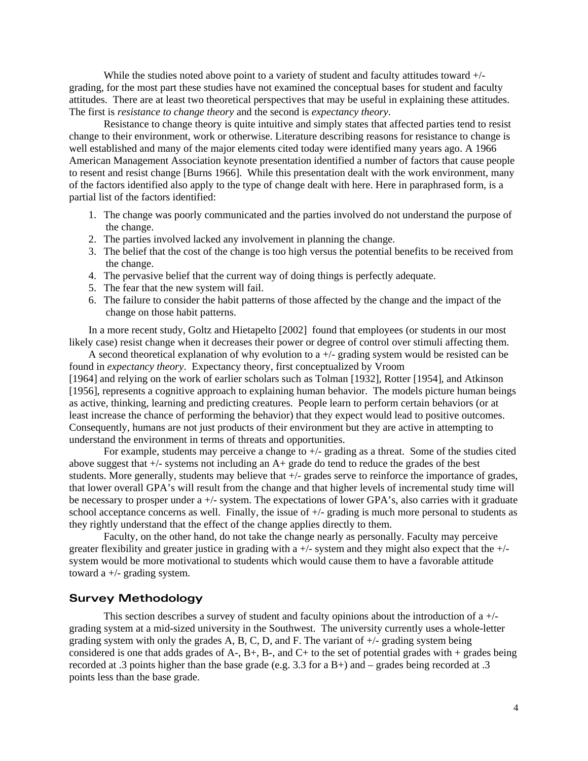While the studies noted above point to a variety of student and faculty attitudes toward +/- grading, for the most part these studies have not examined the conceptual bases for student and faculty attitudes. There are at least two theoretical perspectives that may be useful in explaining these attitudes. The first is *resistance to change theory* and the second is *expectancy theory*.

Resistance to change theory is quite intuitive and simply states that affected parties tend to resist change to their environment, work or otherwise. Literature describing reasons for resistance to change is well established and many of the major elements cited today were identified many years ago. A 1966 American Management Association keynote presentation identified a number of factors that cause people to resent and resist change [Burns 1966]. While this presentation dealt with the work environment, many of the factors identified also apply to the type of change dealt with here. Here in paraphrased form, is a partial list of the factors identified:

1. The change was poorly communicated and the parties involved do not understand the purpose of the change.
2. The parties involved lacked any involvement in planning the change.
3. The belief that the cost of the change is too high versus the potential benefits to be received from the change.
4. The pervasive belief that the current way of doing things is perfectly adequate.
5. The fear that the new system will fail.
6. The failure to consider the habit patterns of those affected by the change and the impact of the change on those habit patterns.

In a more recent study, Goltz and Hietapelto [2002] found that employees (or students in our most likely case) resist change when it decreases their power or degree of control over stimuli affecting them.

A second theoretical explanation of why evolution to a +/- grading system would be resisted can be found in *expectancy theory*. Expectancy theory, first conceptualized by Vroom [1964] and relying on the work of earlier scholars such as Tolman [1932], Rotter [1954], and Atkinson [1956], represents a cognitive approach to explaining human behavior. The models picture human beings as active, thinking, learning and predicting creatures. People learn to perform certain behaviors (or at least increase the chance of performing the behavior) that they expect would lead to positive outcomes. Consequently, humans are not just products of their environment but they are active in attempting to understand the environment in terms of threats and opportunities.

For example, students may perceive a change to +/- grading as a threat. Some of the studies cited above suggest that +/- systems not including an A+ grade do tend to reduce the grades of the best students. More generally, students may believe that +/- grades serve to reinforce the importance of grades, that lower overall GPA's will result from the change and that higher levels of incremental study time will be necessary to prosper under a +/- system. The expectations of lower GPA's, also carries with it graduate school acceptance concerns as well. Finally, the issue of +/- grading is much more personal to students as they rightly understand that the effect of the change applies directly to them.

Faculty, on the other hand, do not take the change nearly as personally. Faculty may perceive greater flexibility and greater justice in grading with a +/- system and they might also expect that the +/- system would be more motivational to students which would cause them to have a favorable attitude toward a +/- grading system.

## Survey Methodology

This section describes a survey of student and faculty opinions about the introduction of a +/- grading system at a mid-sized university in the Southwest. The university currently uses a whole-letter grading system with only the grades A, B, C, D, and F. The variant of +/- grading system being considered is one that adds grades of A-, B+, B-, and C+ to the set of potential grades with + grades being recorded at .3 points higher than the base grade (e.g. 3.3 for a B+) and – grades being recorded at .3 points less than the base grade.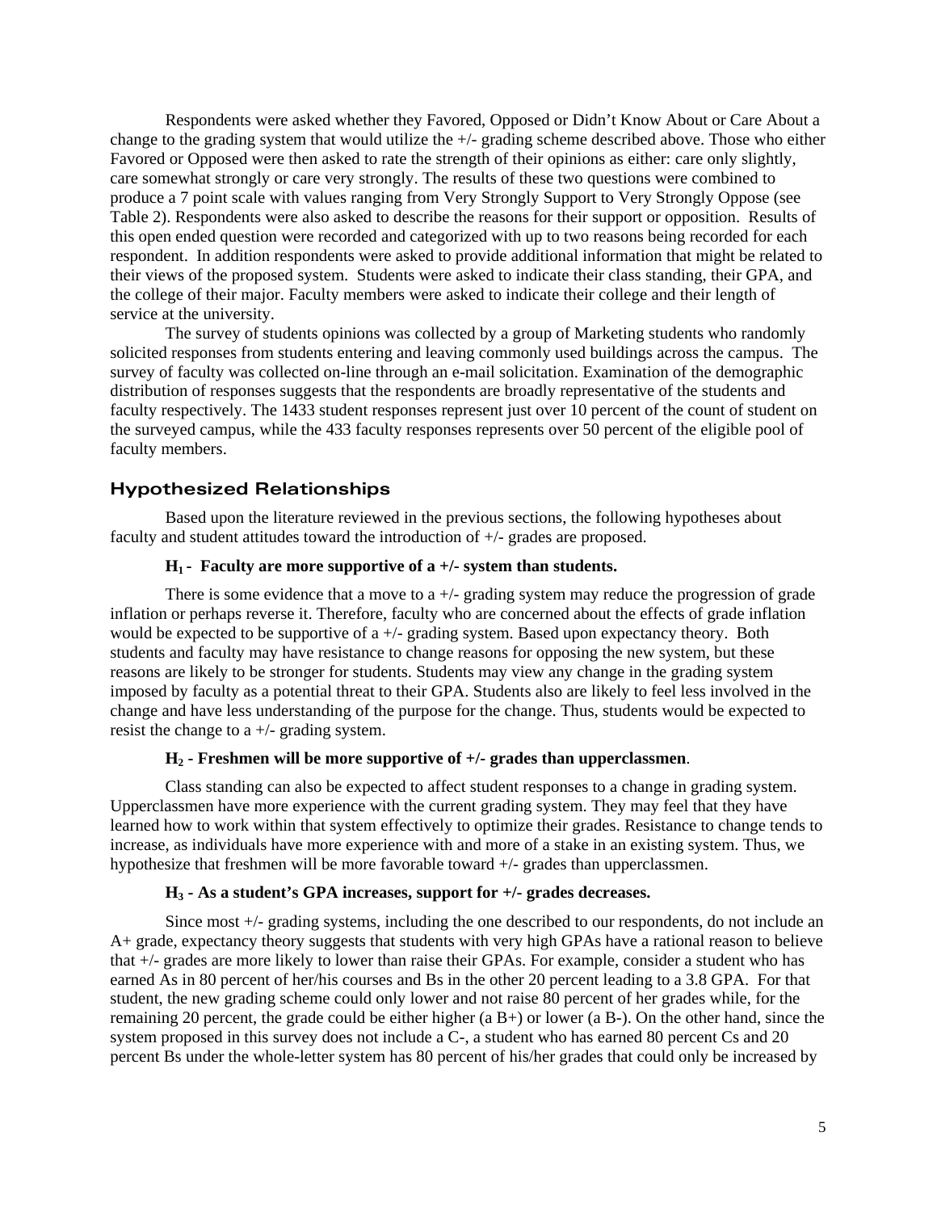Respondents were asked whether they Favored, Opposed or Didn't Know About or Care About a change to the grading system that would utilize the +/- grading scheme described above. Those who either Favored or Opposed were then asked to rate the strength of their opinions as either: care only slightly, care somewhat strongly or care very strongly. The results of these two questions were combined to produce a 7 point scale with values ranging from Very Strongly Support to Very Strongly Oppose (see Table 2). Respondents were also asked to describe the reasons for their support or opposition. Results of this open ended question were recorded and categorized with up to two reasons being recorded for each respondent. In addition respondents were asked to provide additional information that might be related to their views of the proposed system. Students were asked to indicate their class standing, their GPA, and the college of their major. Faculty members were asked to indicate their college and their length of service at the university.

The survey of students opinions was collected by a group of Marketing students who randomly solicited responses from students entering and leaving commonly used buildings across the campus. The survey of faculty was collected on-line through an e-mail solicitation. Examination of the demographic distribution of responses suggests that the respondents are broadly representative of the students and faculty respectively. The 1433 student responses represent just over 10 percent of the count of student on the surveyed campus, while the 433 faculty responses represents over 50 percent of the eligible pool of faculty members.

## Hypothesized Relationships

Based upon the literature reviewed in the previous sections, the following hypotheses about faculty and student attitudes toward the introduction of +/- grades are proposed.

**$H_1$ - Faculty are more supportive of a +/- system than students.**

There is some evidence that a move to a +/- grading system may reduce the progression of grade inflation or perhaps reverse it. Therefore, faculty who are concerned about the effects of grade inflation would be expected to be supportive of a +/- grading system. Based upon expectancy theory. Both students and faculty may have resistance to change reasons for opposing the new system, but these reasons are likely to be stronger for students. Students may view any change in the grading system imposed by faculty as a potential threat to their GPA. Students also are likely to feel less involved in the change and have less understanding of the purpose for the change. Thus, students would be expected to resist the change to a +/- grading system.

**$H_2$ - Freshmen will be more supportive of +/- grades than upperclassmen.**

Class standing can also be expected to affect student responses to a change in grading system. Upperclassmen have more experience with the current grading system. They may feel that they have learned how to work within that system effectively to optimize their grades. Resistance to change tends to increase, as individuals have more experience with and more of a stake in an existing system. Thus, we hypothesize that freshmen will be more favorable toward +/- grades than upperclassmen.

**$H_3$ - As a student's GPA increases, support for +/- grades decreases.**

Since most +/- grading systems, including the one described to our respondents, do not include an A+ grade, expectancy theory suggests that students with very high GPAs have a rational reason to believe that +/- grades are more likely to lower than raise their GPAs. For example, consider a student who has earned As in 80 percent of her/his courses and Bs in the other 20 percent leading to a 3.8 GPA. For that student, the new grading scheme could only lower and not raise 80 percent of her grades while, for the remaining 20 percent, the grade could be either higher (a B+) or lower (a B-). On the other hand, since the system proposed in this survey does not include a C-, a student who has earned 80 percent Cs and 20 percent Bs under the whole-letter system has 80 percent of his/her grades that could only be increased by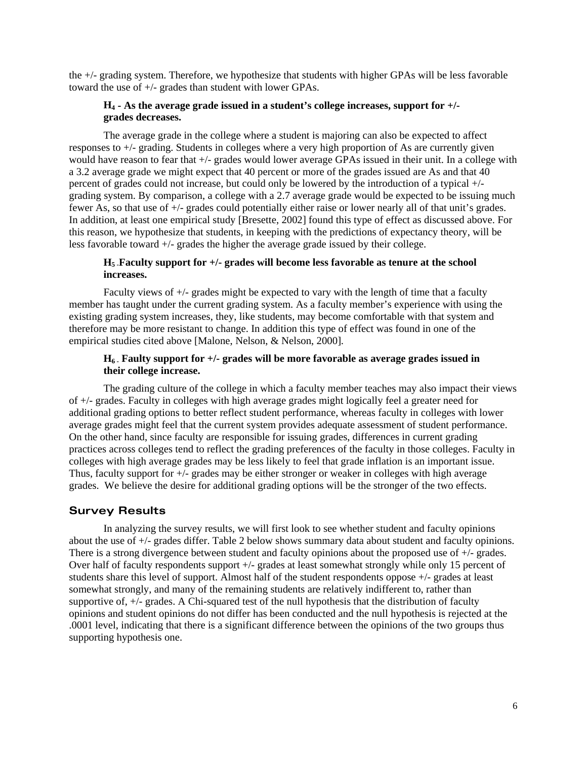the +/- grading system. Therefore, we hypothesize that students with higher GPAs will be less favorable toward the use of +/- grades than student with lower GPAs.

**$H_4$ - As the average grade issued in a student's college increases, support for +/- grades decreases.**

The average grade in the college where a student is majoring can also be expected to affect responses to +/- grading. Students in colleges where a very high proportion of As are currently given would have reason to fear that +/- grades would lower average GPAs issued in their unit. In a college with a 3.2 average grade we might expect that 40 percent or more of the grades issued are As and that 40 percent of grades could not increase, but could only be lowered by the introduction of a typical +/- grading system. By comparison, a college with a 2.7 average grade would be expected to be issuing much fewer As, so that use of +/- grades could potentially either raise or lower nearly all of that unit's grades. In addition, at least one empirical study [Bresette, 2002] found this type of effect as discussed above. For this reason, we hypothesize that students, in keeping with the predictions of expectancy theory, will be less favorable toward +/- grades the higher the average grade issued by their college.

**$H_5$ - Faculty support for +/- grades will become less favorable as tenure at the school increases.**

Faculty views of +/- grades might be expected to vary with the length of time that a faculty member has taught under the current grading system. As a faculty member's experience with using the existing grading system increases, they, like students, may become comfortable with that system and therefore may be more resistant to change. In addition this type of effect was found in one of the empirical studies cited above [Malone, Nelson, & Nelson, 2000].

**$H_6$ - Faulty support for +/- grades will be more favorable as average grades issued in their college increase.**

The grading culture of the college in which a faculty member teaches may also impact their views of +/- grades. Faculty in colleges with high average grades might logically feel a greater need for additional grading options to better reflect student performance, whereas faculty in colleges with lower average grades might feel that the current system provides adequate assessment of student performance. On the other hand, since faculty are responsible for issuing grades, differences in current grading practices across colleges tend to reflect the grading preferences of the faculty in those colleges. Faculty in colleges with high average grades may be less likely to feel that grade inflation is an important issue. Thus, faculty support for +/- grades may be either stronger or weaker in colleges with high average grades. We believe the desire for additional grading options will be the stronger of the two effects.

## Survey Results

In analyzing the survey results, we will first look to see whether student and faculty opinions about the use of +/- grades differ. Table 2 below shows summary data about student and faculty opinions. There is a strong divergence between student and faculty opinions about the proposed use of +/- grades. Over half of faculty respondents support +/- grades at least somewhat strongly while only 15 percent of students share this level of support. Almost half of the student respondents oppose +/- grades at least somewhat strongly, and many of the remaining students are relatively indifferent to, rather than supportive of, +/- grades. A Chi-squared test of the null hypothesis that the distribution of faculty opinions and student opinions do not differ has been conducted and the null hypothesis is rejected at the .0001 level, indicating that there is a significant difference between the opinions of the two groups thus supporting hypothesis one.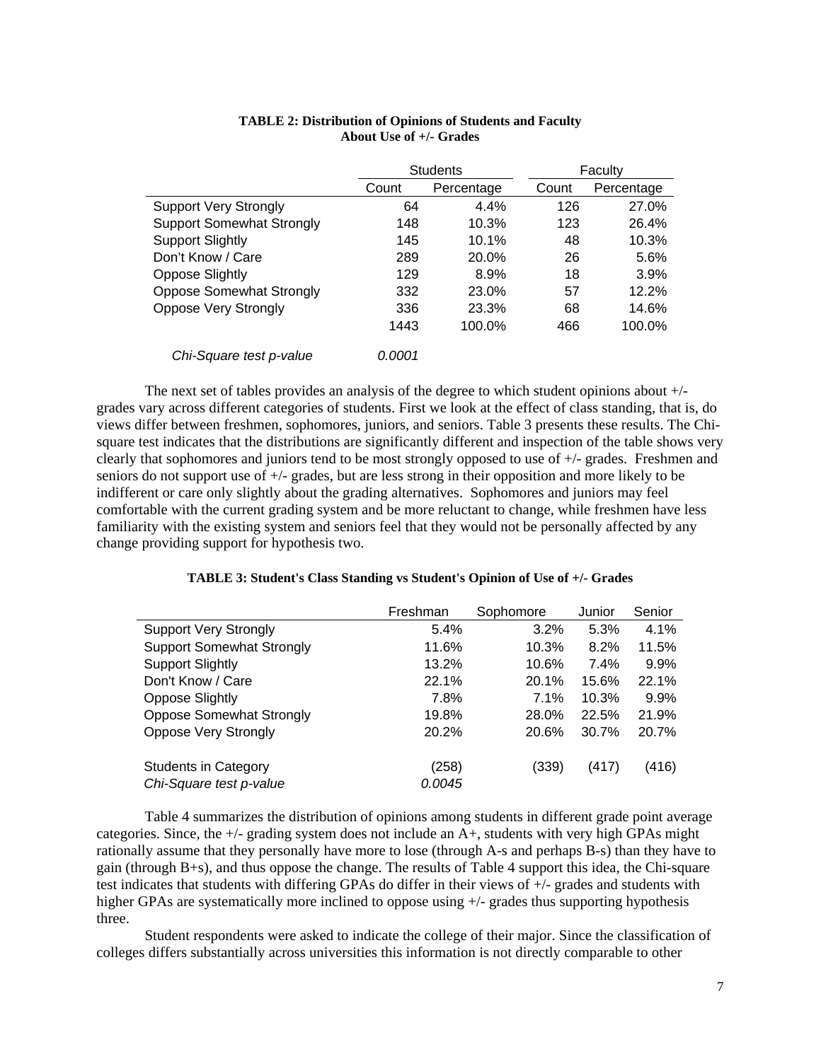**TABLE 2: Distribution of Opinions of Students and Faculty About Use of +/- Grades**

| | Students | | Faculty | |
|---|---|---|---|---|
| | Count | Percentage | Count | Percentage |
| Support Very Strongly | 64 | 4.4% | 126 | 27.0% |
| Support Somewhat Strongly | 148 | 10.3% | 123 | 26.4% |
| Support Slightly | 145 | 10.1% | 48 | 10.3% |
| Don't Know / Care | 289 | 20.0% | 26 | 5.6% |
| Oppose Slightly | 129 | 8.9% | 18 | 3.9% |
| Oppose Somewhat Strongly | 332 | 23.0% | 57 | 12.2% |
| Oppose Very Strongly | 336 | 23.3% | 68 | 14.6% |
| | 1443 | 100.0% | 466 | 100.0% |
| *Chi-Square test p-value* | *0.0001* | | | |

The next set of tables provides an analysis of the degree to which student opinions about +/- grades vary across different categories of students. First we look at the effect of class standing, that is, do views differ between freshmen, sophomores, juniors, and seniors. Table 3 presents these results. The Chi-square test indicates that the distributions are significantly different and inspection of the table shows very clearly that sophomores and juniors tend to be most strongly opposed to use of +/- grades. Freshmen and seniors do not support use of +/- grades, but are less strong in their opposition and more likely to be indifferent or care only slightly about the grading alternatives. Sophomores and juniors may feel comfortable with the current grading system and be more reluctant to change, while freshmen have less familiarity with the existing system and seniors feel that they would not be personally affected by any change providing support for hypothesis two.

**TABLE 3: Student's Class Standing vs Student's Opinion of Use of +/- Grades**

| | Freshman | Sophomore | Junior | Senior |
|---|---|---|---|---|
| Support Very Strongly | 5.4% | 3.2% | 5.3% | 4.1% |
| Support Somewhat Strongly | 11.6% | 10.3% | 8.2% | 11.5% |
| Support Slightly | 13.2% | 10.6% | 7.4% | 9.9% |
| Don't Know / Care | 22.1% | 20.1% | 15.6% | 22.1% |
| Oppose Slightly | 7.8% | 7.1% | 10.3% | 9.9% |
| Oppose Somewhat Strongly | 19.8% | 28.0% | 22.5% | 21.9% |
| Oppose Very Strongly | 20.2% | 20.6% | 30.7% | 20.7% |
| Students in Category | (258) | (339) | (417) | (416) |
| *Chi-Square test p-value* | *0.0045* | | | |

Table 4 summarizes the distribution of opinions among students in different grade point average categories. Since, the +/- grading system does not include an A+, students with very high GPAs might rationally assume that they personally have more to lose (through A-s and perhaps B-s) than they have to gain (through B+s), and thus oppose the change. The results of Table 4 support this idea, the Chi-square test indicates that students with differing GPAs do differ in their views of +/- grades and students with higher GPAs are systematically more inclined to oppose using +/- grades thus supporting hypothesis three.

Student respondents were asked to indicate the college of their major. Since the classification of colleges differs substantially across universities this information is not directly comparable to other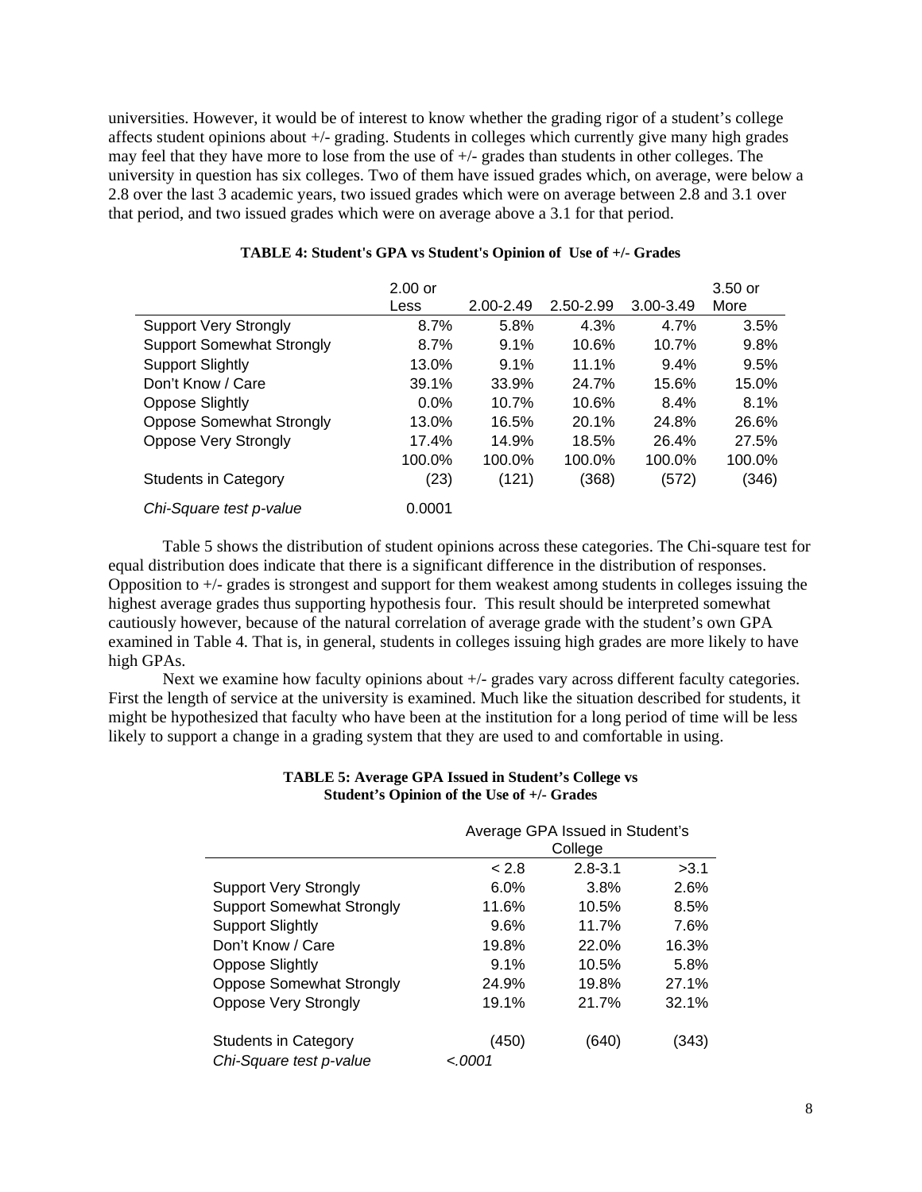universities. However, it would be of interest to know whether the grading rigor of a student's college affects student opinions about +/- grading. Students in colleges which currently give many high grades may feel that they have more to lose from the use of +/- grades than students in other colleges. The university in question has six colleges. Two of them have issued grades which, on average, were below a 2.8 over the last 3 academic years, two issued grades which were on average between 2.8 and 3.1 over that period, and two issued grades which were on average above a 3.1 for that period.

**TABLE 4: Student's GPA vs Student's Opinion of Use of +/- Grades**

| | 2.00 or Less | 2.00-2.49 | 2.50-2.99 | 3.00-3.49 | 3.50 or More |
|---|---|---|---|---|---|
| Support Very Strongly | 8.7% | 5.8% | 4.3% | 4.7% | 3.5% |
| Support Somewhat Strongly | 8.7% | 9.1% | 10.6% | 10.7% | 9.8% |
| Support Slightly | 13.0% | 9.1% | 11.1% | 9.4% | 9.5% |
| Don't Know / Care | 39.1% | 33.9% | 24.7% | 15.6% | 15.0% |
| Oppose Slightly | 0.0% | 10.7% | 10.6% | 8.4% | 8.1% |
| Oppose Somewhat Strongly | 13.0% | 16.5% | 20.1% | 24.8% | 26.6% |
| Oppose Very Strongly | 17.4% | 14.9% | 18.5% | 26.4% | 27.5% |
| | 100.0% | 100.0% | 100.0% | 100.0% | 100.0% |
| Students in Category | (23) | (121) | (368) | (572) | (346) |
| *Chi-Square test p-value* | 0.0001 | | | | |

Table 5 shows the distribution of student opinions across these categories. The Chi-square test for equal distribution does indicate that there is a significant difference in the distribution of responses. Opposition to +/- grades is strongest and support for them weakest among students in colleges issuing the highest average grades thus supporting hypothesis four. This result should be interpreted somewhat cautiously however, because of the natural correlation of average grade with the student's own GPA examined in Table 4. That is, in general, students in colleges issuing high grades are more likely to have high GPAs.

Next we examine how faculty opinions about +/- grades vary across different faculty categories. First the length of service at the university is examined. Much like the situation described for students, it might be hypothesized that faculty who have been at the institution for a long period of time will be less likely to support a change in a grading system that they are used to and comfortable in using.

**TABLE 5: Average GPA Issued in Student's College vs Student's Opinion of the Use of +/- Grades**

| | Average GPA Issued in Student's College | | |
|---|---|---|---|
| | < 2.8 | 2.8-3.1 | >3.1 |
| Support Very Strongly | 6.0% | 3.8% | 2.6% |
| Support Somewhat Strongly | 11.6% | 10.5% | 8.5% |
| Support Slightly | 9.6% | 11.7% | 7.6% |
| Don't Know / Care | 19.8% | 22.0% | 16.3% |
| Oppose Slightly | 9.1% | 10.5% | 5.8% |
| Oppose Somewhat Strongly | 24.9% | 19.8% | 27.1% |
| Oppose Very Strongly | 19.1% | 21.7% | 32.1% |
| Students in Category | (450) | (640) | (343) |
| *Chi-Square test p-value* | *<.0001* | | |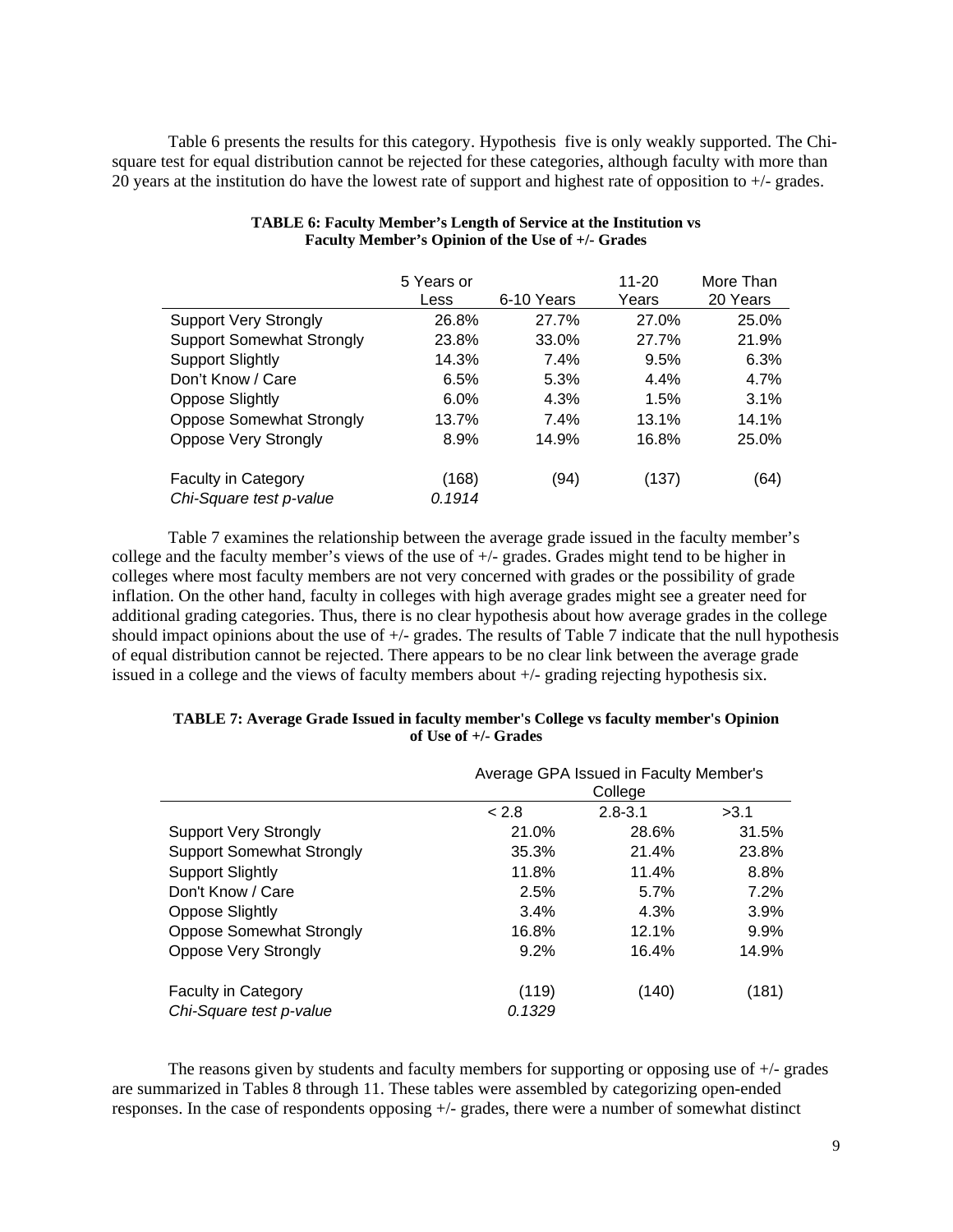Table 6 presents the results for this category. Hypothesis five is only weakly supported. The Chi-square test for equal distribution cannot be rejected for these categories, although faculty with more than 20 years at the institution do have the lowest rate of support and highest rate of opposition to +/- grades.

**TABLE 6: Faculty Member's Length of Service at the Institution vs Faculty Member's Opinion of the Use of +/- Grades**

| | 5 Years or Less | 6-10 Years | 11-20 Years | More Than 20 Years |
|---|---|---|---|---|
| Support Very Strongly | 26.8% | 27.7% | 27.0% | 25.0% |
| Support Somewhat Strongly | 23.8% | 33.0% | 27.7% | 21.9% |
| Support Slightly | 14.3% | 7.4% | 9.5% | 6.3% |
| Don't Know / Care | 6.5% | 5.3% | 4.4% | 4.7% |
| Oppose Slightly | 6.0% | 4.3% | 1.5% | 3.1% |
| Oppose Somewhat Strongly | 13.7% | 7.4% | 13.1% | 14.1% |
| Oppose Very Strongly | 8.9% | 14.9% | 16.8% | 25.0% |
| Faculty in Category | (168) | (94) | (137) | (64) |
| *Chi-Square test p-value* | *0.1914* | | | |

Table 7 examines the relationship between the average grade issued in the faculty member's college and the faculty member's views of the use of +/- grades. Grades might tend to be higher in colleges where most faculty members are not very concerned with grades or the possibility of grade inflation. On the other hand, faculty in colleges with high average grades might see a greater need for additional grading categories. Thus, there is no clear hypothesis about how average grades in the college should impact opinions about the use of +/- grades. The results of Table 7 indicate that the null hypothesis of equal distribution cannot be rejected. There appears to be no clear link between the average grade issued in a college and the views of faculty members about +/- grading rejecting hypothesis six.

**TABLE 7: Average Grade Issued in faculty member's College vs faculty member's Opinion of Use of +/- Grades**

| | Average GPA Issued in Faculty Member's College | | |
|---|---|---|---|
| | < 2.8 | 2.8-3.1 | >3.1 |
| Support Very Strongly | 21.0% | 28.6% | 31.5% |
| Support Somewhat Strongly | 35.3% | 21.4% | 23.8% |
| Support Slightly | 11.8% | 11.4% | 8.8% |
| Don't Know / Care | 2.5% | 5.7% | 7.2% |
| Oppose Slightly | 3.4% | 4.3% | 3.9% |
| Oppose Somewhat Strongly | 16.8% | 12.1% | 9.9% |
| Oppose Very Strongly | 9.2% | 16.4% | 14.9% |
| Faculty in Category | (119) | (140) | (181) |
| *Chi-Square test p-value* | *0.1329* | | |

The reasons given by students and faculty members for supporting or opposing use of +/- grades are summarized in Tables 8 through 11. These tables were assembled by categorizing open-ended responses. In the case of respondents opposing +/- grades, there were a number of somewhat distinct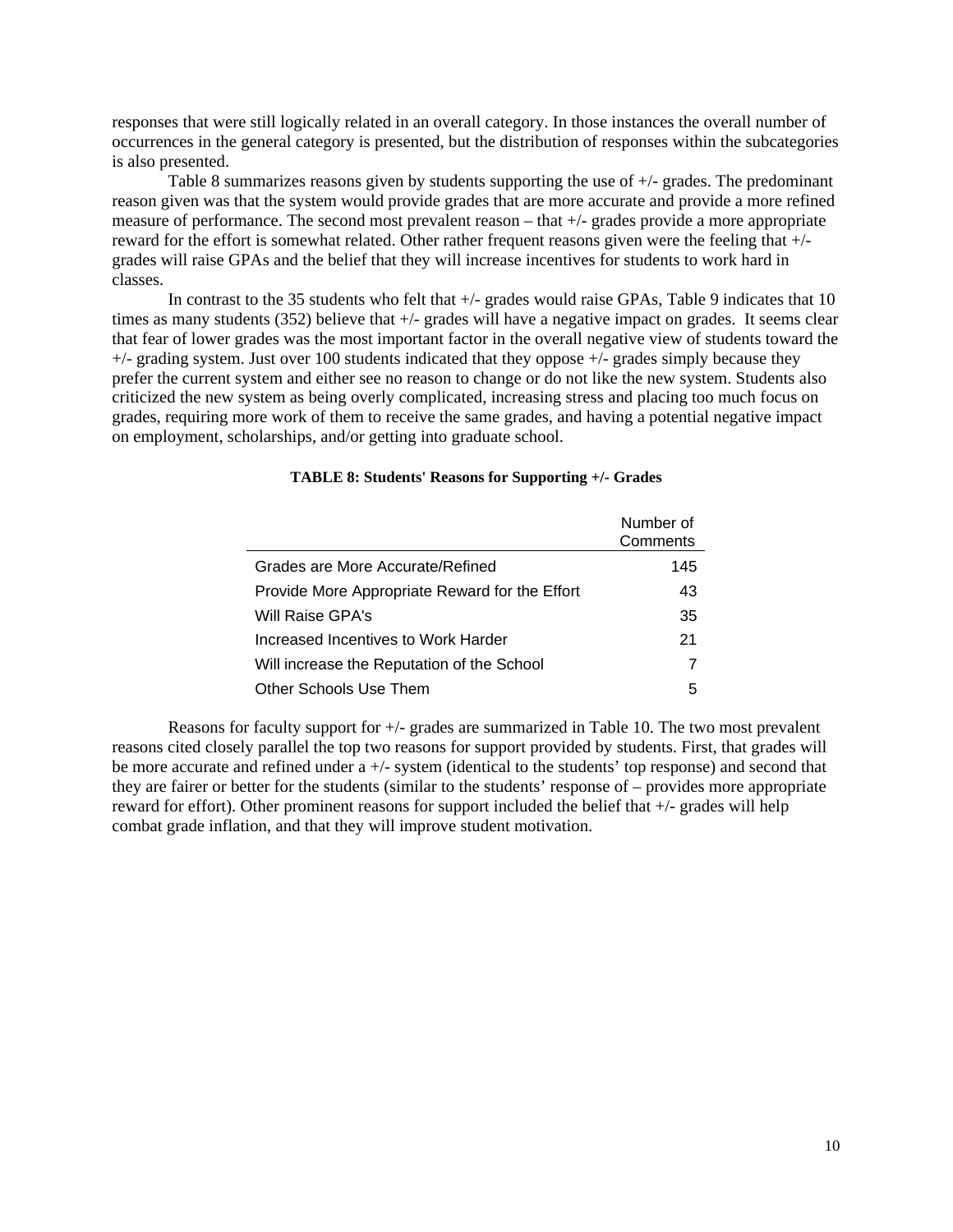responses that were still logically related in an overall category. In those instances the overall number of occurrences in the general category is presented, but the distribution of responses within the subcategories is also presented.

Table 8 summarizes reasons given by students supporting the use of +/- grades. The predominant reason given was that the system would provide grades that are more accurate and provide a more refined measure of performance. The second most prevalent reason – that +/- grades provide a more appropriate reward for the effort is somewhat related. Other rather frequent reasons given were the feeling that +/- grades will raise GPAs and the belief that they will increase incentives for students to work hard in classes.

In contrast to the 35 students who felt that +/- grades would raise GPAs, Table 9 indicates that 10 times as many students (352) believe that +/- grades will have a negative impact on grades. It seems clear that fear of lower grades was the most important factor in the overall negative view of students toward the +/- grading system. Just over 100 students indicated that they oppose +/- grades simply because they prefer the current system and either see no reason to change or do not like the new system. Students also criticized the new system as being overly complicated, increasing stress and placing too much focus on grades, requiring more work of them to receive the same grades, and having a potential negative impact on employment, scholarships, and/or getting into graduate school.

**TABLE 8: Students' Reasons for Supporting +/- Grades**

| | Number of Comments |
|---|---|
| Grades are More Accurate/Refined | 145 |
| Provide More Appropriate Reward for the Effort | 43 |
| Will Raise GPA's | 35 |
| Increased Incentives to Work Harder | 21 |
| Will increase the Reputation of the School | 7 |
| Other Schools Use Them | 5 |

Reasons for faculty support for +/- grades are summarized in Table 10. The two most prevalent reasons cited closely parallel the top two reasons for support provided by students. First, that grades will be more accurate and refined under a +/- system (identical to the students' top response) and second that they are fairer or better for the students (similar to the students' response of – provides more appropriate reward for effort). Other prominent reasons for support included the belief that +/- grades will help combat grade inflation, and that they will improve student motivation.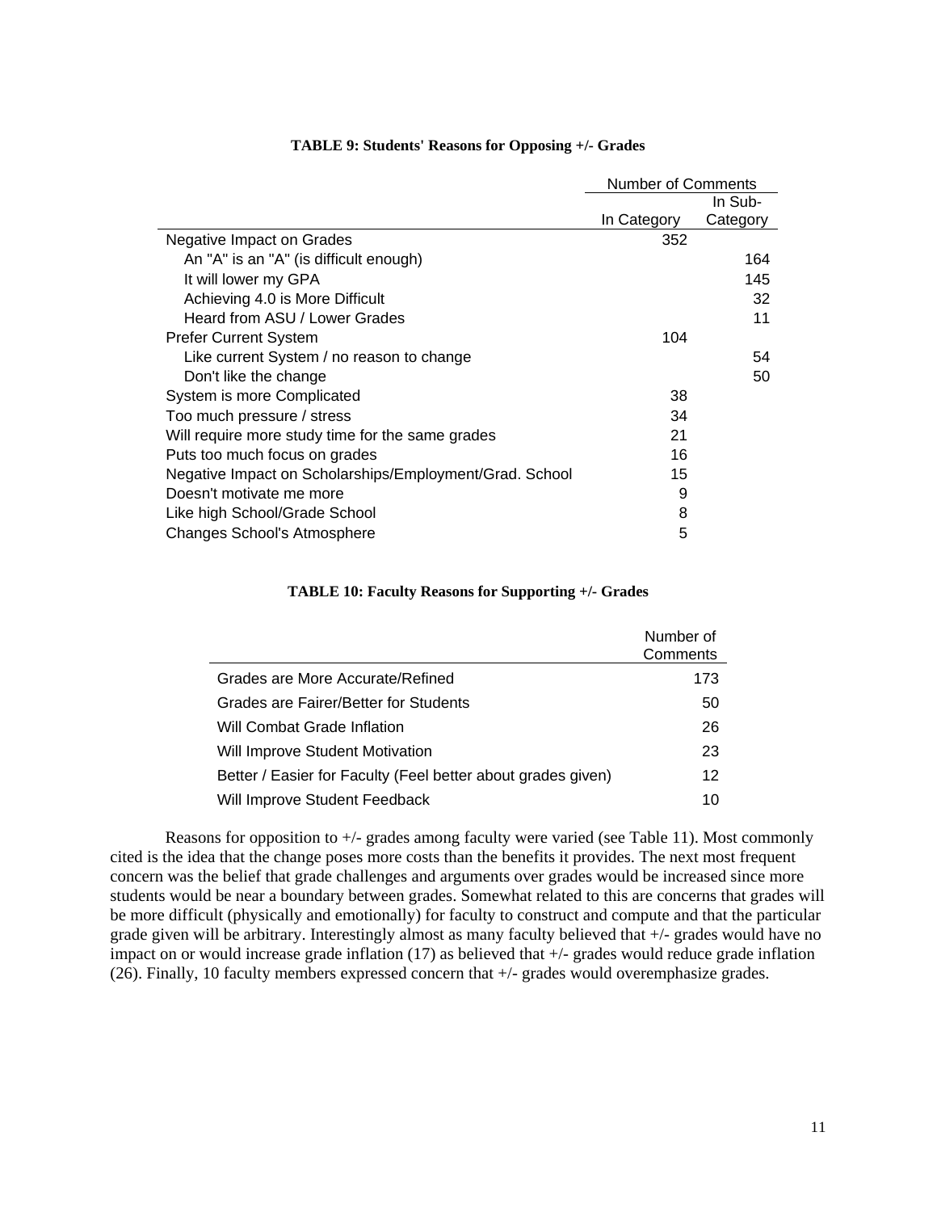**TABLE 9: Students' Reasons for Opposing +/- Grades**

| | Number of Comments | |
|---|---|---|
| | In Category | In Sub-Category |
| Negative Impact on Grades | 352 | |
| An "A" is an "A" (is difficult enough) | | 164 |
| It will lower my GPA | | 145 |
| Achieving 4.0 is More Difficult | | 32 |
| Heard from ASU / Lower Grades | | 11 |
| Prefer Current System | 104 | |
| Like current System / no reason to change | | 54 |
| Don't like the change | | 50 |
| System is more Complicated | 38 | |
| Too much pressure / stress | 34 | |
| Will require more study time for the same grades | 21 | |
| Puts too much focus on grades | 16 | |
| Negative Impact on Scholarships/Employment/Grad. School | 15 | |
| Doesn't motivate me more | 9 | |
| Like high School/Grade School | 8 | |
| Changes School's Atmosphere | 5 | |

**TABLE 10: Faculty Reasons for Supporting +/- Grades**

| | Number of Comments |
|---|---|
| Grades are More Accurate/Refined | 173 |
| Grades are Fairer/Better for Students | 50 |
| Will Combat Grade Inflation | 26 |
| Will Improve Student Motivation | 23 |
| Better / Easier for Faculty (Feel better about grades given) | 12 |
| Will Improve Student Feedback | 10 |

Reasons for opposition to +/- grades among faculty were varied (see Table 11). Most commonly cited is the idea that the change poses more costs than the benefits it provides. The next most frequent concern was the belief that grade challenges and arguments over grades would be increased since more students would be near a boundary between grades. Somewhat related to this are concerns that grades will be more difficult (physically and emotionally) for faculty to construct and compute and that the particular grade given will be arbitrary. Interestingly almost as many faculty believed that +/- grades would have no impact on or would increase grade inflation (17) as believed that +/- grades would reduce grade inflation (26). Finally, 10 faculty members expressed concern that +/- grades would overemphasize grades.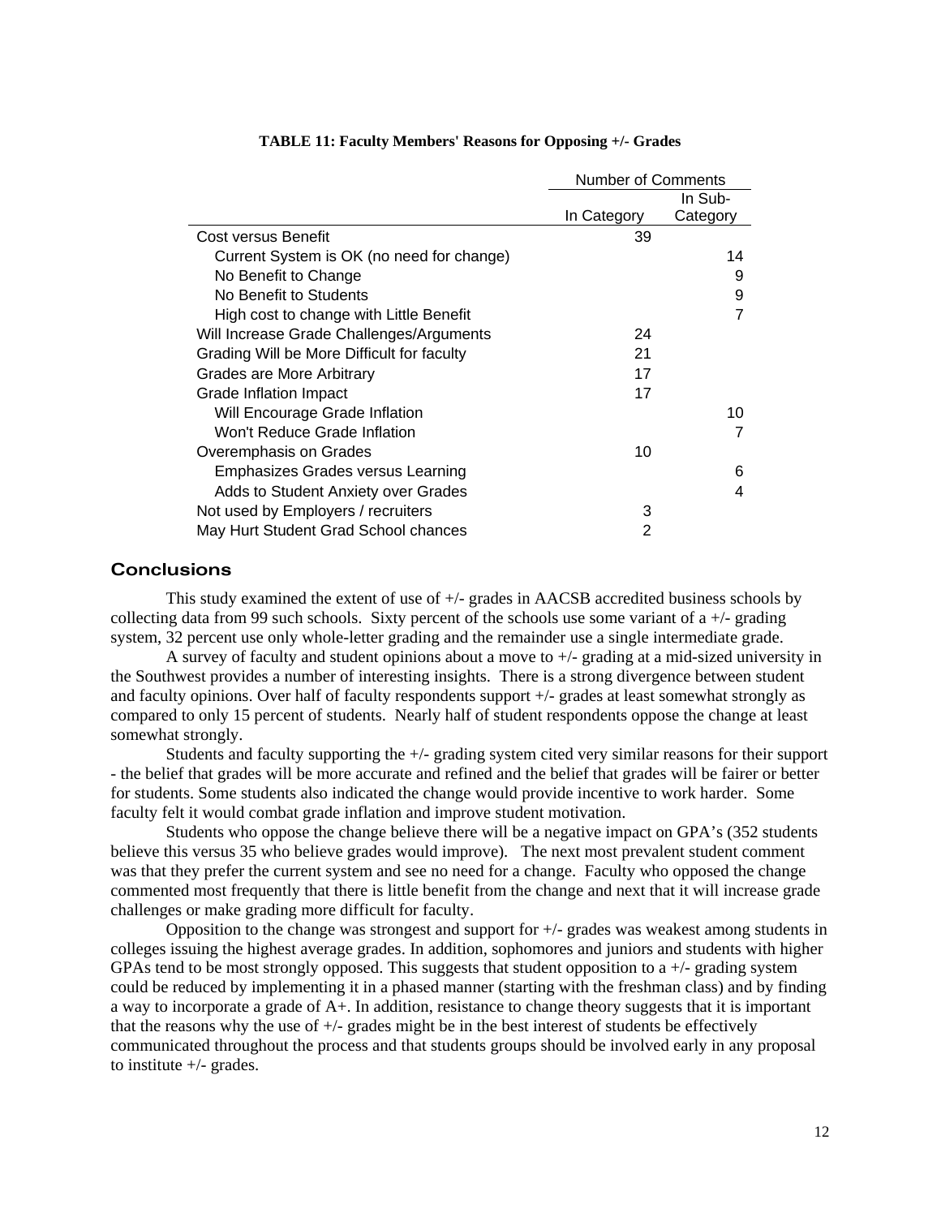**TABLE 11: Faculty Members' Reasons for Opposing +/- Grades**

| | Number of Comments | |
|---|---|---|
| | In Category | In Sub-Category |
| Cost versus Benefit | 39 | |
| Current System is OK (no need for change) | | 14 |
| No Benefit to Change | | 9 |
| No Benefit to Students | | 9 |
| High cost to change with Little Benefit | | 7 |
| Will Increase Grade Challenges/Arguments | 24 | |
| Grading Will be More Difficult for faculty | 21 | |
| Grades are More Arbitrary | 17 | |
| Grade Inflation Impact | 17 | |
| Will Encourage Grade Inflation | | 10 |
| Won't Reduce Grade Inflation | | 7 |
| Overemphasis on Grades | 10 | |
| Emphasizes Grades versus Learning | | 6 |
| Adds to Student Anxiety over Grades | | 4 |
| Not used by Employers / recruiters | 3 | |
| May Hurt Student Grad School chances | 2 | |

## Conclusions

This study examined the extent of use of +/- grades in AACSB accredited business schools by collecting data from 99 such schools. Sixty percent of the schools use some variant of a +/- grading system, 32 percent use only whole-letter grading and the remainder use a single intermediate grade.

A survey of faculty and student opinions about a move to +/- grading at a mid-sized university in the Southwest provides a number of interesting insights. There is a strong divergence between student and faculty opinions. Over half of faculty respondents support +/- grades at least somewhat strongly as compared to only 15 percent of students. Nearly half of student respondents oppose the change at least somewhat strongly.

Students and faculty supporting the +/- grading system cited very similar reasons for their support - the belief that grades will be more accurate and refined and the belief that grades will be fairer or better for students. Some students also indicated the change would provide incentive to work harder. Some faculty felt it would combat grade inflation and improve student motivation.

Students who oppose the change believe there will be a negative impact on GPA's (352 students believe this versus 35 who believe grades would improve). The next most prevalent student comment was that they prefer the current system and see no need for a change. Faculty who opposed the change commented most frequently that there is little benefit from the change and next that it will increase grade challenges or make grading more difficult for faculty.

Opposition to the change was strongest and support for +/- grades was weakest among students in colleges issuing the highest average grades. In addition, sophomores and juniors and students with higher GPAs tend to be most strongly opposed. This suggests that student opposition to a +/- grading system could be reduced by implementing it in a phased manner (starting with the freshman class) and by finding a way to incorporate a grade of A+. In addition, resistance to change theory suggests that it is important that the reasons why the use of +/- grades might be in the best interest of students be effectively communicated throughout the process and that students groups should be involved early in any proposal to institute +/- grades.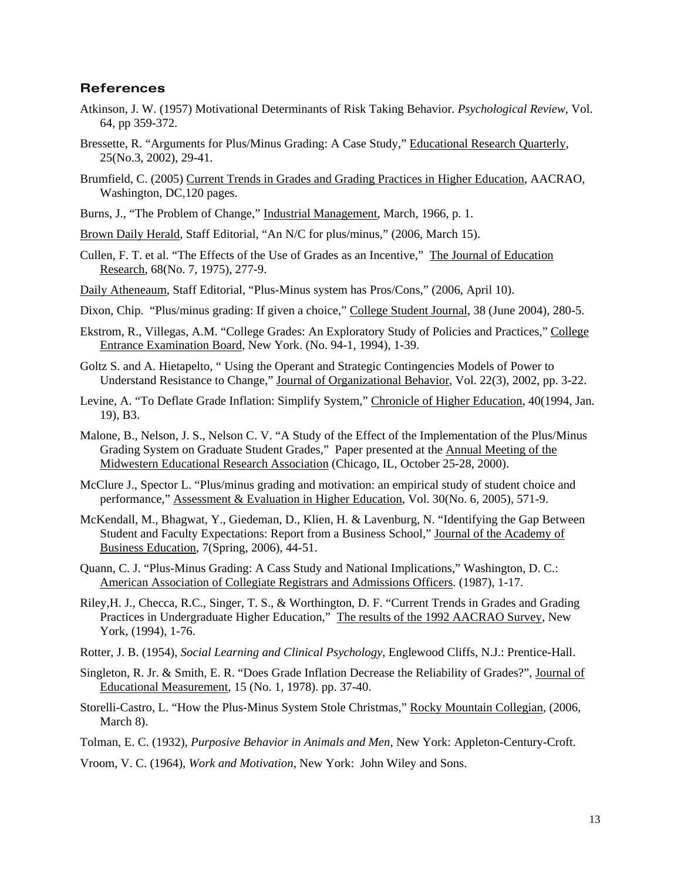## References

Atkinson, J. W. (1957) Motivational Determinants of Risk Taking Behavior. *Psychological Review*, Vol. 64, pp 359-372.

Bressette, R. "Arguments for Plus/Minus Grading: A Case Study," Educational Research Quarterly, 25(No.3, 2002), 29-41.

Brumfield, C. (2005) Current Trends in Grades and Grading Practices in Higher Education, AACRAO, Washington, DC,120 pages.

Burns, J., "The Problem of Change," Industrial Management, March, 1966, p. 1.

Brown Daily Herald, Staff Editorial, "An N/C for plus/minus," (2006, March 15).

Cullen, F. T. et al. "The Effects of the Use of Grades as an Incentive," The Journal of Education Research, 68(No. 7, 1975), 277-9.

Daily Atheneaum, Staff Editorial, "Plus-Minus system has Pros/Cons," (2006, April 10).

Dixon, Chip. "Plus/minus grading: If given a choice," College Student Journal, 38 (June 2004), 280-5.

Ekstrom, R., Villegas, A.M. "College Grades: An Exploratory Study of Policies and Practices," College Entrance Examination Board, New York. (No. 94-1, 1994), 1-39.

Goltz S. and A. Hietapelto, " Using the Operant and Strategic Contingencies Models of Power to Understand Resistance to Change," Journal of Organizational Behavior, Vol. 22(3), 2002, pp. 3-22.

Levine, A. "To Deflate Grade Inflation: Simplify System," Chronicle of Higher Education, 40(1994, Jan. 19), B3.

Malone, B., Nelson, J. S., Nelson C. V. "A Study of the Effect of the Implementation of the Plus/Minus Grading System on Graduate Student Grades," Paper presented at the Annual Meeting of the Midwestern Educational Research Association (Chicago, IL, October 25-28, 2000).

McClure J., Spector L. "Plus/minus grading and motivation: an empirical study of student choice and performance," Assessment & Evaluation in Higher Education, Vol. 30(No. 6, 2005), 571-9.

McKendall, M., Bhagwat, Y., Giedeman, D., Klien, H. & Lavenburg, N. "Identifying the Gap Between Student and Faculty Expectations: Report from a Business School," Journal of the Academy of Business Education, 7(Spring, 2006), 44-51.

Quann, C. J. "Plus-Minus Grading: A Cass Study and National Implications," Washington, D. C.: American Association of Collegiate Registrars and Admissions Officers. (1987), 1-17.

Riley,H. J., Checca, R.C., Singer, T. S., & Worthington, D. F. "Current Trends in Grades and Grading Practices in Undergraduate Higher Education," The results of the 1992 AACRAO Survey, New York, (1994), 1-76.

Rotter, J. B. (1954), *Social Learning and Clinical Psychology*, Englewood Cliffs, N.J.: Prentice-Hall.

Singleton, R. Jr. & Smith, E. R. "Does Grade Inflation Decrease the Reliability of Grades?", Journal of Educational Measurement, 15 (No. 1, 1978). pp. 37-40.

Storelli-Castro, L. "How the Plus-Minus System Stole Christmas," Rocky Mountain Collegian, (2006, March 8).

Tolman, E. C. (1932), *Purposive Behavior in Animals and Men*, New York: Appleton-Century-Croft.

Vroom, V. C. (1964), *Work and Motivation*, New York: John Wiley and Sons.